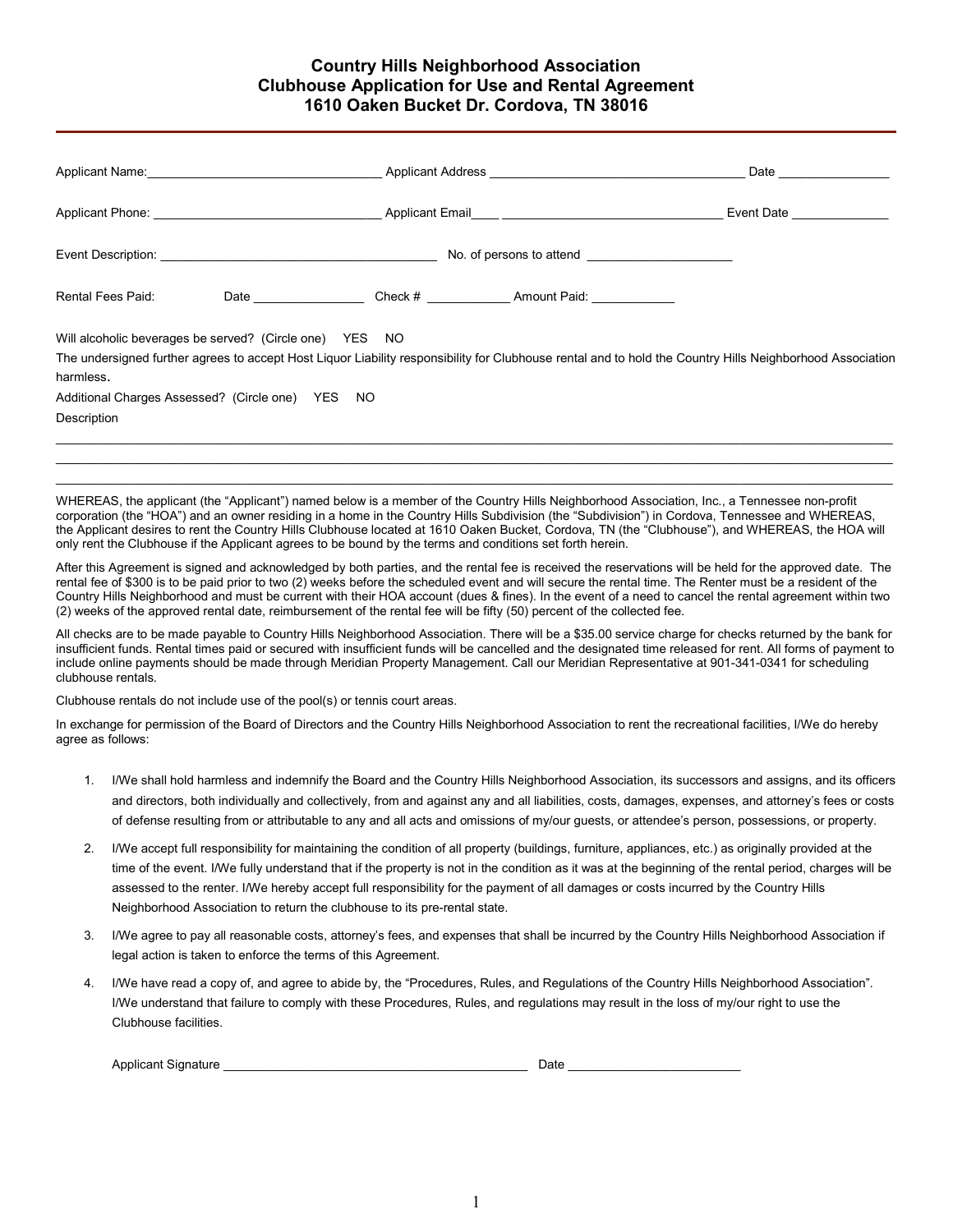# Country Hills Neighborhood Association
## Clubhouse Application for Use and Rental Agreement
### 1610 Oaken Bucket Dr. Cordova, TN 38016

Applicant Name:________________________________ Applicant Address ____________________________________ Date ________________

Applicant Phone: ________________________________ Applicant Email____ _______________________________ Event Date ______________

Event Description: _______________________________________ No. of persons to attend ____________________

Rental Fees Paid: Date ________________ Check # ____________ Amount Paid: ____________

Will alcoholic beverages be served? (Circle one) YES NO

The undersigned further agrees to accept Host Liquor Liability responsibility for Clubhouse rental and to hold the Country Hills Neighborhood Association harmless.

Additional Charges Assessed? (Circle one) YES NO

Description

______________________________________________________________________________________________________

______________________________________________________________________________________________________

______________________________________________________________________________________________________

WHEREAS, the applicant (the "Applicant") named below is a member of the Country Hills Neighborhood Association, Inc., a Tennessee non-profit corporation (the "HOA") and an owner residing in a home in the Country Hills Subdivision (the "Subdivision") in Cordova, Tennessee and WHEREAS, the Applicant desires to rent the Country Hills Clubhouse located at 1610 Oaken Bucket, Cordova, TN (the "Clubhouse"), and WHEREAS, the HOA will only rent the Clubhouse if the Applicant agrees to be bound by the terms and conditions set forth herein.

After this Agreement is signed and acknowledged by both parties, and the rental fee is received the reservations will be held for the approved date. The rental fee of $300 is to be paid prior to two (2) weeks before the scheduled event and will secure the rental time. The Renter must be a resident of the Country Hills Neighborhood and must be current with their HOA account (dues & fines). In the event of a need to cancel the rental agreement within two (2) weeks of the approved rental date, reimbursement of the rental fee will be fifty (50) percent of the collected fee.

All checks are to be made payable to Country Hills Neighborhood Association. There will be a $35.00 service charge for checks returned by the bank for insufficient funds. Rental times paid or secured with insufficient funds will be cancelled and the designated time released for rent. All forms of payment to include online payments should be made through Meridian Property Management. Call our Meridian Representative at 901-341-0341 for scheduling clubhouse rentals.

Clubhouse rentals do not include use of the pool(s) or tennis court areas.

In exchange for permission of the Board of Directors and the Country Hills Neighborhood Association to rent the recreational facilities, I/We do hereby agree as follows:

1. I/We shall hold harmless and indemnify the Board and the Country Hills Neighborhood Association, its successors and assigns, and its officers and directors, both individually and collectively, from and against any and all liabilities, costs, damages, expenses, and attorney's fees or costs of defense resulting from or attributable to any and all acts and omissions of my/our guests, or attendee's person, possessions, or property.
2. I/We accept full responsibility for maintaining the condition of all property (buildings, furniture, appliances, etc.) as originally provided at the time of the event. I/We fully understand that if the property is not in the condition as it was at the beginning of the rental period, charges will be assessed to the renter. I/We hereby accept full responsibility for the payment of all damages or costs incurred by the Country Hills Neighborhood Association to return the clubhouse to its pre-rental state.
3. I/We agree to pay all reasonable costs, attorney's fees, and expenses that shall be incurred by the Country Hills Neighborhood Association if legal action is taken to enforce the terms of this Agreement.
4. I/We have read a copy of, and agree to abide by, the "Procedures, Rules, and Regulations of the Country Hills Neighborhood Association". I/We understand that failure to comply with these Procedures, Rules, and regulations may result in the loss of my/our right to use the Clubhouse facilities.

Applicant Signature ____________________________________________ Date ________________________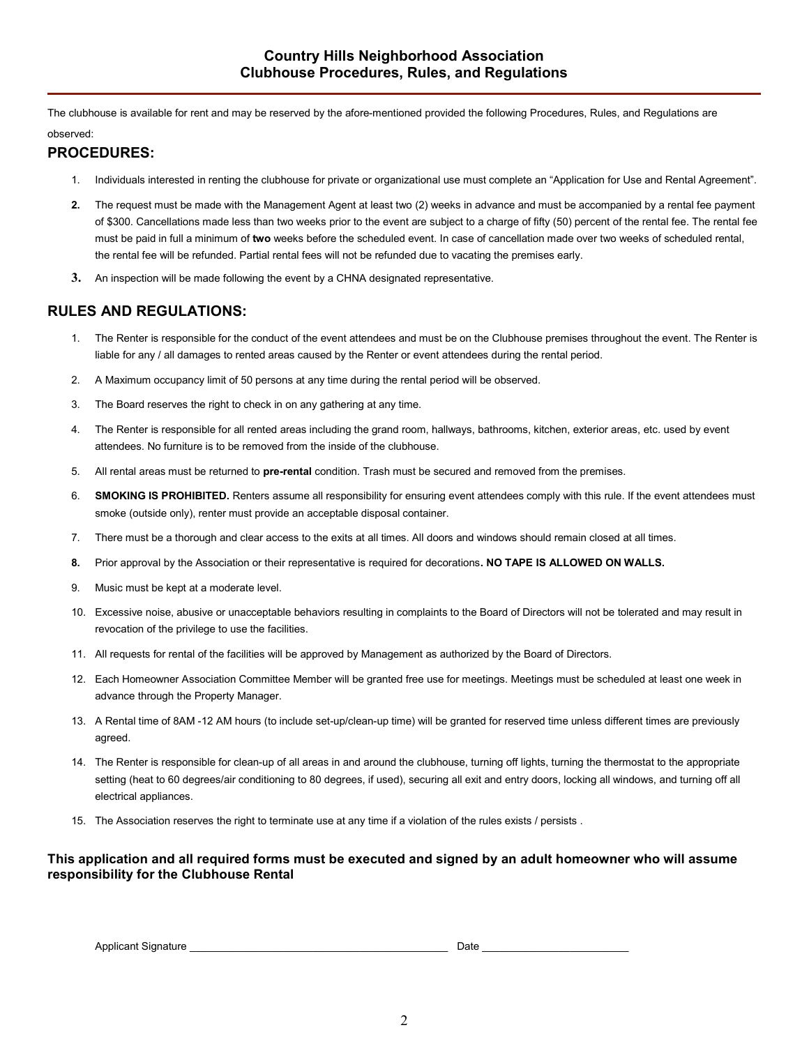# Country Hills Neighborhood Association
## Clubhouse Procedures, Rules, and Regulations

The clubhouse is available for rent and may be reserved by the afore-mentioned provided the following Procedures, Rules, and Regulations are observed:

## PROCEDURES:

1. Individuals interested in renting the clubhouse for private or organizational use must complete an "Application for Use and Rental Agreement".
2. The request must be made with the Management Agent at least two (2) weeks in advance and must be accompanied by a rental fee payment of $300. Cancellations made less than two weeks prior to the event are subject to a charge of fifty (50) percent of the rental fee. The rental fee must be paid in full a minimum of **two** weeks before the scheduled event. In case of cancellation made over two weeks of scheduled rental, the rental fee will be refunded. Partial rental fees will not be refunded due to vacating the premises early.
3. An inspection will be made following the event by a CHNA designated representative.

## RULES AND REGULATIONS:

1. The Renter is responsible for the conduct of the event attendees and must be on the Clubhouse premises throughout the event. The Renter is liable for any / all damages to rented areas caused by the Renter or event attendees during the rental period.
2. A Maximum occupancy limit of 50 persons at any time during the rental period will be observed.
3. The Board reserves the right to check in on any gathering at any time.
4. The Renter is responsible for all rented areas including the grand room, hallways, bathrooms, kitchen, exterior areas, etc. used by event attendees. No furniture is to be removed from the inside of the clubhouse.
5. All rental areas must be returned to **pre-rental** condition. Trash must be secured and removed from the premises.
6. **SMOKING IS PROHIBITED.** Renters assume all responsibility for ensuring event attendees comply with this rule. If the event attendees must smoke (outside only), renter must provide an acceptable disposal container.
7. There must be a thorough and clear access to the exits at all times. All doors and windows should remain closed at all times.
8. Prior approval by the Association or their representative is required for decorations**. NO TAPE IS ALLOWED ON WALLS.**
9. Music must be kept at a moderate level.
10. Excessive noise, abusive or unacceptable behaviors resulting in complaints to the Board of Directors will not be tolerated and may result in revocation of the privilege to use the facilities.
11. All requests for rental of the facilities will be approved by Management as authorized by the Board of Directors.
12. Each Homeowner Association Committee Member will be granted free use for meetings. Meetings must be scheduled at least one week in advance through the Property Manager.
13. A Rental time of 8AM -12 AM hours (to include set-up/clean-up time) will be granted for reserved time unless different times are previously agreed.
14. The Renter is responsible for clean-up of all areas in and around the clubhouse, turning off lights, turning the thermostat to the appropriate setting (heat to 60 degrees/air conditioning to 80 degrees, if used), securing all exit and entry doors, locking all windows, and turning off all electrical appliances.
15. The Association reserves the right to terminate use at any time if a violation of the rules exists / persists .

**This application and all required forms must be executed and signed by an adult homeowner who will assume responsibility for the Clubhouse Rental**

Applicant Signature ___________________________________________ Date ________________________